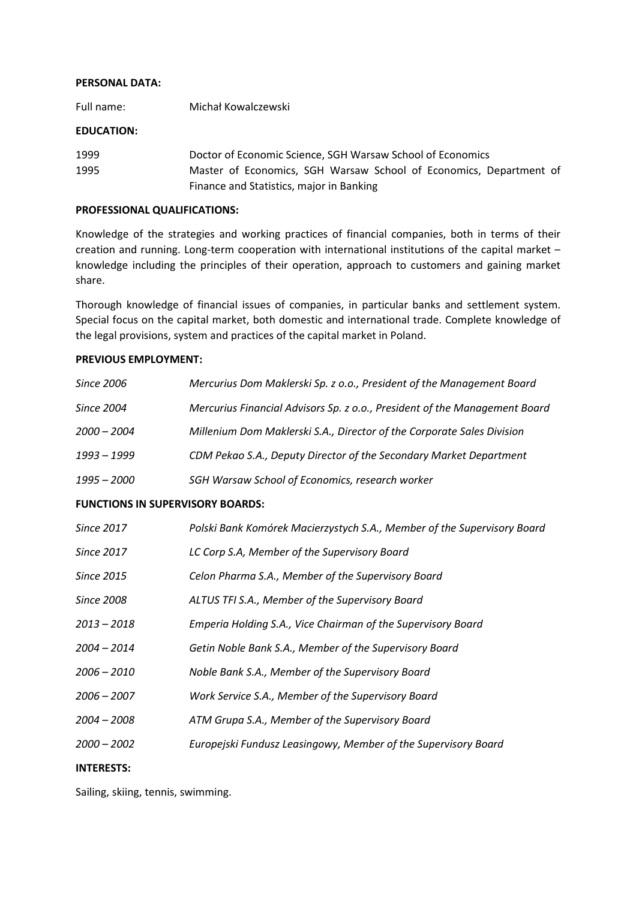**PERSONAL DATA:**

Full name: Michał Kowalczewski

**EDUCATION:**

| | |
|---|---|
| 1999 | Doctor of Economic Science, SGH Warsaw School of Economics |
| 1995 | Master of Economics, SGH Warsaw School of Economics, Department of Finance and Statistics, major in Banking |

**PROFESSIONAL QUALIFICATIONS:**

Knowledge of the strategies and working practices of financial companies, both in terms of their creation and running. Long-term cooperation with international institutions of the capital market – knowledge including the principles of their operation, approach to customers and gaining market share.

Thorough knowledge of financial issues of companies, in particular banks and settlement system. Special focus on the capital market, both domestic and international trade. Complete knowledge of the legal provisions, system and practices of the capital market in Poland.

**PREVIOUS EMPLOYMENT:**

| | |
|---|---|
| *Since 2006* | *Mercurius Dom Maklerski Sp. z o.o., President of the Management Board* |
| *Since 2004* | *Mercurius Financial Advisors Sp. z o.o., President of the Management Board* |
| *2000 – 2004* | *Millenium Dom Maklerski S.A., Director of the Corporate Sales Division* |
| *1993 – 1999* | *CDM Pekao S.A., Deputy Director of the Secondary Market Department* |
| *1995 – 2000* | *SGH Warsaw School of Economics, research worker* |

**FUNCTIONS IN SUPERVISORY BOARDS:**

| | |
|---|---|
| *Since 2017* | *Polski Bank Komórek Macierzystych S.A., Member of the Supervisory Board* |
| *Since 2017* | *LC Corp S.A, Member of the Supervisory Board* |
| *Since 2015* | *Celon Pharma S.A., Member of the Supervisory Board* |
| *Since 2008* | *ALTUS TFI S.A., Member of the Supervisory Board* |
| *2013 – 2018* | *Emperia Holding S.A., Vice Chairman of the Supervisory Board* |
| *2004 – 2014* | *Getin Noble Bank S.A., Member of the Supervisory Board* |
| *2006 – 2010* | *Noble Bank S.A., Member of the Supervisory Board* |
| *2006 – 2007* | *Work Service S.A., Member of the Supervisory Board* |
| *2004 – 2008* | *ATM Grupa S.A., Member of the Supervisory Board* |
| *2000 – 2002* | *Europejski Fundusz Leasingowy, Member of the Supervisory Board* |

**INTERESTS:**

Sailing, skiing, tennis, swimming.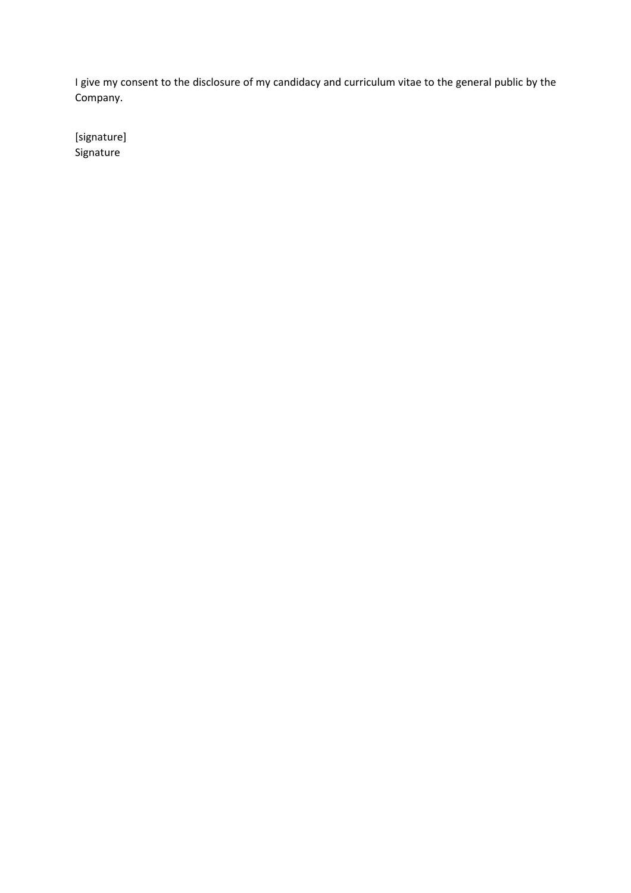I give my consent to the disclosure of my candidacy and curriculum vitae to the general public by the Company.

[signature]
Signature